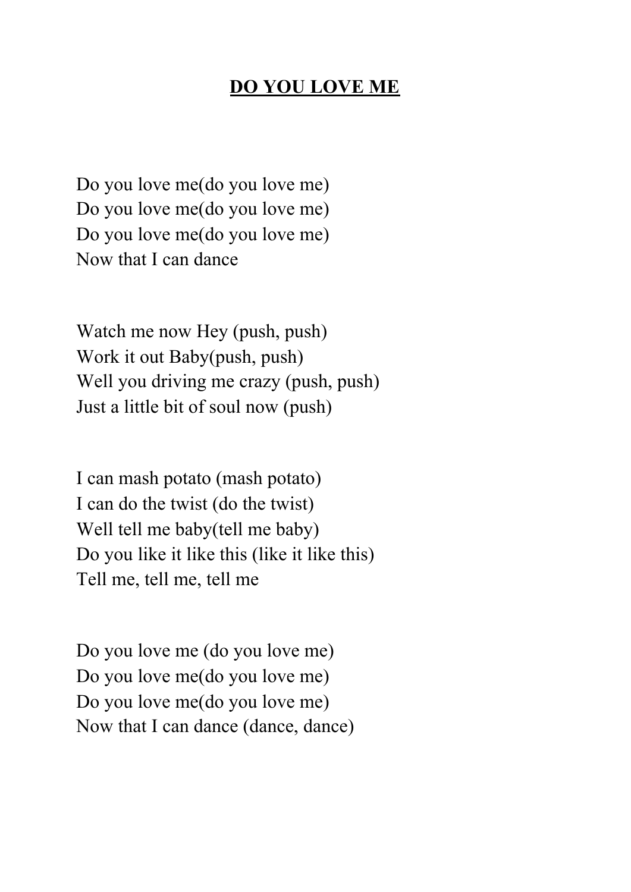# DO YOU LOVE ME

Do you love me(do you love me)
Do you love me(do you love me)
Do you love me(do you love me)
Now that I can dance

Watch me now Hey (push, push)
Work it out Baby(push, push)
Well you driving me crazy (push, push)
Just a little bit of soul now (push)

I can mash potato (mash potato)
I can do the twist (do the twist)
Well tell me baby(tell me baby)
Do you like it like this (like it like this)
Tell me, tell me, tell me

Do you love me (do you love me)
Do you love me(do you love me)
Do you love me(do you love me)
Now that I can dance (dance, dance)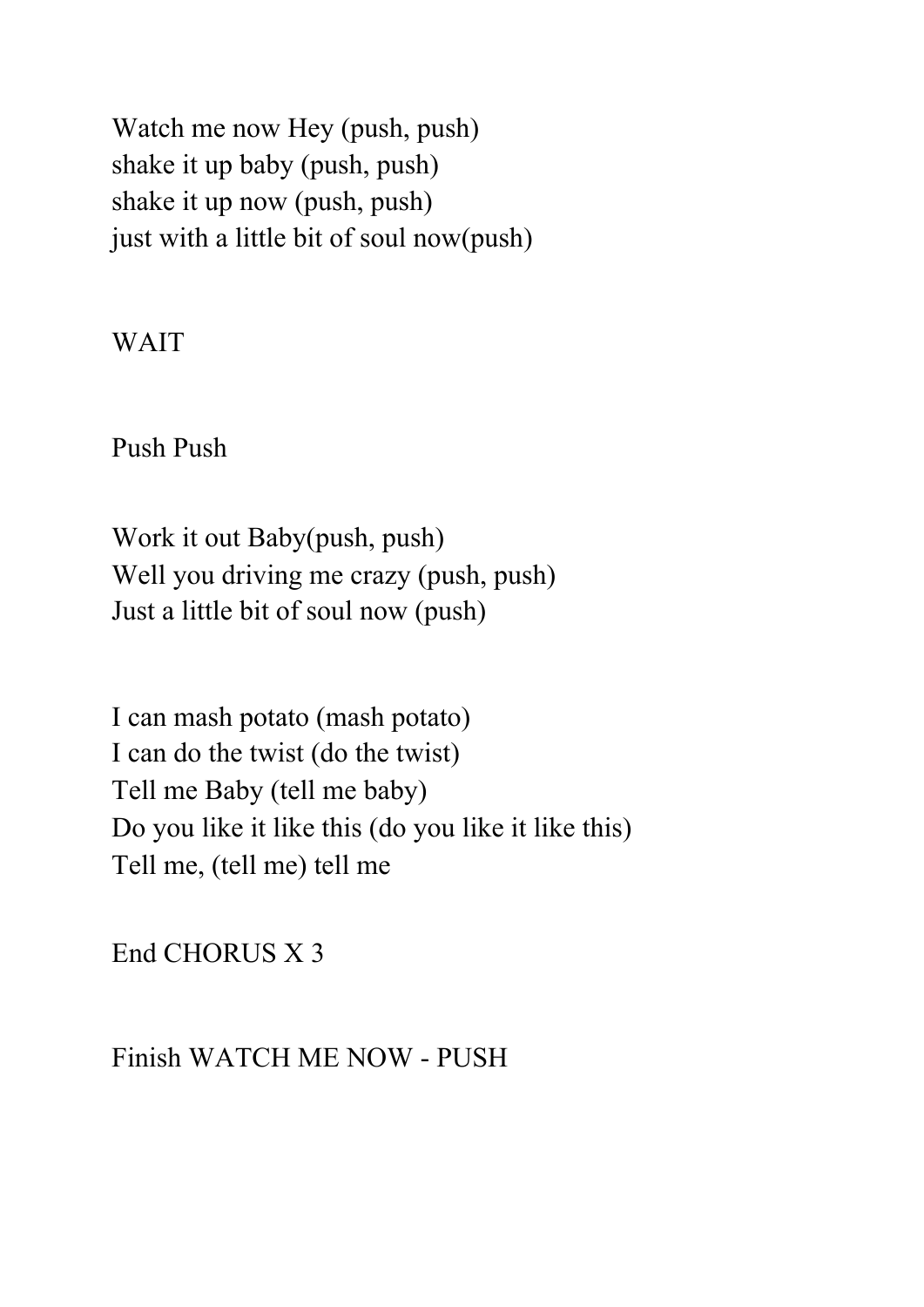Watch me now Hey (push, push)
shake it up baby (push, push)
shake it up now (push, push)
just with a little bit of soul now(push)

WAIT

Push Push

Work it out Baby(push, push)
Well you driving me crazy (push, push)
Just a little bit of soul now (push)

I can mash potato (mash potato)
I can do the twist (do the twist)
Tell me Baby (tell me baby)
Do you like it like this (do you like it like this)
Tell me, (tell me) tell me

End CHORUS X 3

Finish WATCH ME NOW - PUSH